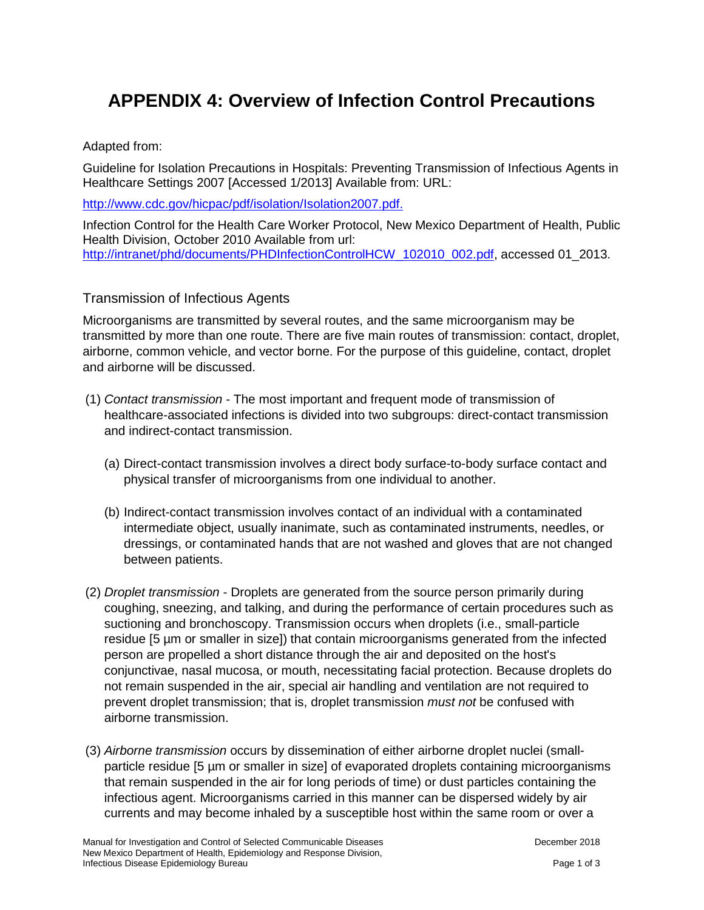# APPENDIX 4: Overview of Infection Control Precautions

Adapted from:

Guideline for Isolation Precautions in Hospitals: Preventing Transmission of Infectious Agents in Healthcare Settings 2007 [Accessed 1/2013] Available from: URL:

http://www.cdc.gov/hicpac/pdf/isolation/Isolation2007.pdf.

Infection Control for the Health Care Worker Protocol, New Mexico Department of Health, Public Health Division, October 2010 Available from url: http://intranet/phd/documents/PHDInfectionControlHCW_102010_002.pdf, accessed 01_2013.

## Transmission of Infectious Agents

Microorganisms are transmitted by several routes, and the same microorganism may be transmitted by more than one route. There are five main routes of transmission: contact, droplet, airborne, common vehicle, and vector borne. For the purpose of this guideline, contact, droplet and airborne will be discussed.

(1) *Contact transmission* - The most important and frequent mode of transmission of healthcare-associated infections is divided into two subgroups: direct-contact transmission and indirect-contact transmission.

   (a) Direct-contact transmission involves a direct body surface-to-body surface contact and physical transfer of microorganisms from one individual to another.

   (b) Indirect-contact transmission involves contact of an individual with a contaminated intermediate object, usually inanimate, such as contaminated instruments, needles, or dressings, or contaminated hands that are not washed and gloves that are not changed between patients.

(2) *Droplet transmission* - Droplets are generated from the source person primarily during coughing, sneezing, and talking, and during the performance of certain procedures such as suctioning and bronchoscopy. Transmission occurs when droplets (i.e., small-particle residue [5 µm or smaller in size]) that contain microorganisms generated from the infected person are propelled a short distance through the air and deposited on the host's conjunctivae, nasal mucosa, or mouth, necessitating facial protection. Because droplets do not remain suspended in the air, special air handling and ventilation are not required to prevent droplet transmission; that is, droplet transmission *must not* be confused with airborne transmission.

(3) *Airborne transmission* occurs by dissemination of either airborne droplet nuclei (small-particle residue [5 µm or smaller in size] of evaporated droplets containing microorganisms that remain suspended in the air for long periods of time) or dust particles containing the infectious agent. Microorganisms carried in this manner can be dispersed widely by air currents and may become inhaled by a susceptible host within the same room or over a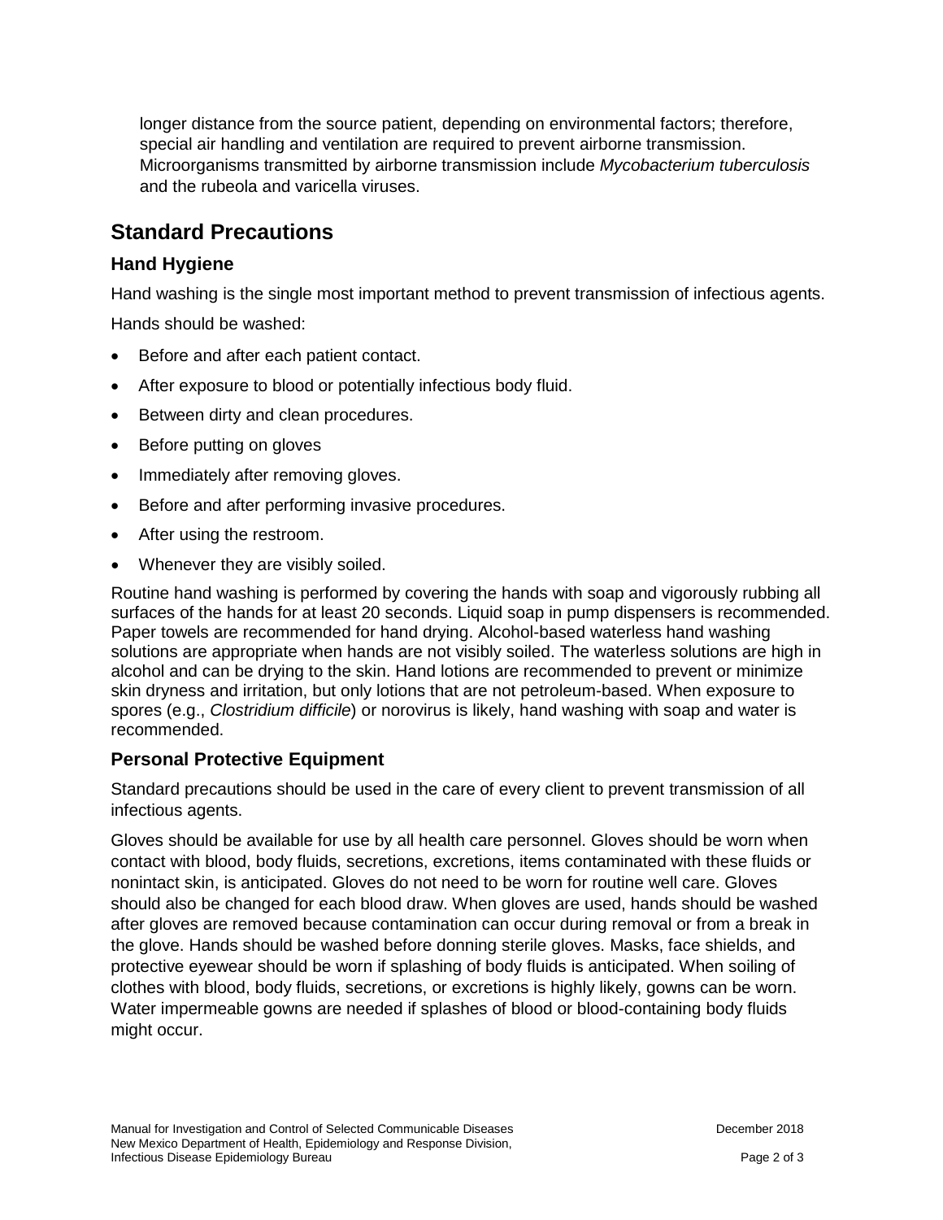longer distance from the source patient, depending on environmental factors; therefore, special air handling and ventilation are required to prevent airborne transmission. Microorganisms transmitted by airborne transmission include *Mycobacterium tuberculosis* and the rubeola and varicella viruses.

## Standard Precautions

### Hand Hygiene

Hand washing is the single most important method to prevent transmission of infectious agents.

Hands should be washed:

- Before and after each patient contact.
- After exposure to blood or potentially infectious body fluid.
- Between dirty and clean procedures.
- Before putting on gloves
- Immediately after removing gloves.
- Before and after performing invasive procedures.
- After using the restroom.
- Whenever they are visibly soiled.

Routine hand washing is performed by covering the hands with soap and vigorously rubbing all surfaces of the hands for at least 20 seconds. Liquid soap in pump dispensers is recommended. Paper towels are recommended for hand drying. Alcohol-based waterless hand washing solutions are appropriate when hands are not visibly soiled. The waterless solutions are high in alcohol and can be drying to the skin. Hand lotions are recommended to prevent or minimize skin dryness and irritation, but only lotions that are not petroleum-based. When exposure to spores (e.g., *Clostridium difficile*) or norovirus is likely, hand washing with soap and water is recommended.

### Personal Protective Equipment

Standard precautions should be used in the care of every client to prevent transmission of all infectious agents.

Gloves should be available for use by all health care personnel. Gloves should be worn when contact with blood, body fluids, secretions, excretions, items contaminated with these fluids or nonintact skin, is anticipated. Gloves do not need to be worn for routine well care. Gloves should also be changed for each blood draw. When gloves are used, hands should be washed after gloves are removed because contamination can occur during removal or from a break in the glove. Hands should be washed before donning sterile gloves. Masks, face shields, and protective eyewear should be worn if splashing of body fluids is anticipated. When soiling of clothes with blood, body fluids, secretions, or excretions is highly likely, gowns can be worn. Water impermeable gowns are needed if splashes of blood or blood-containing body fluids might occur.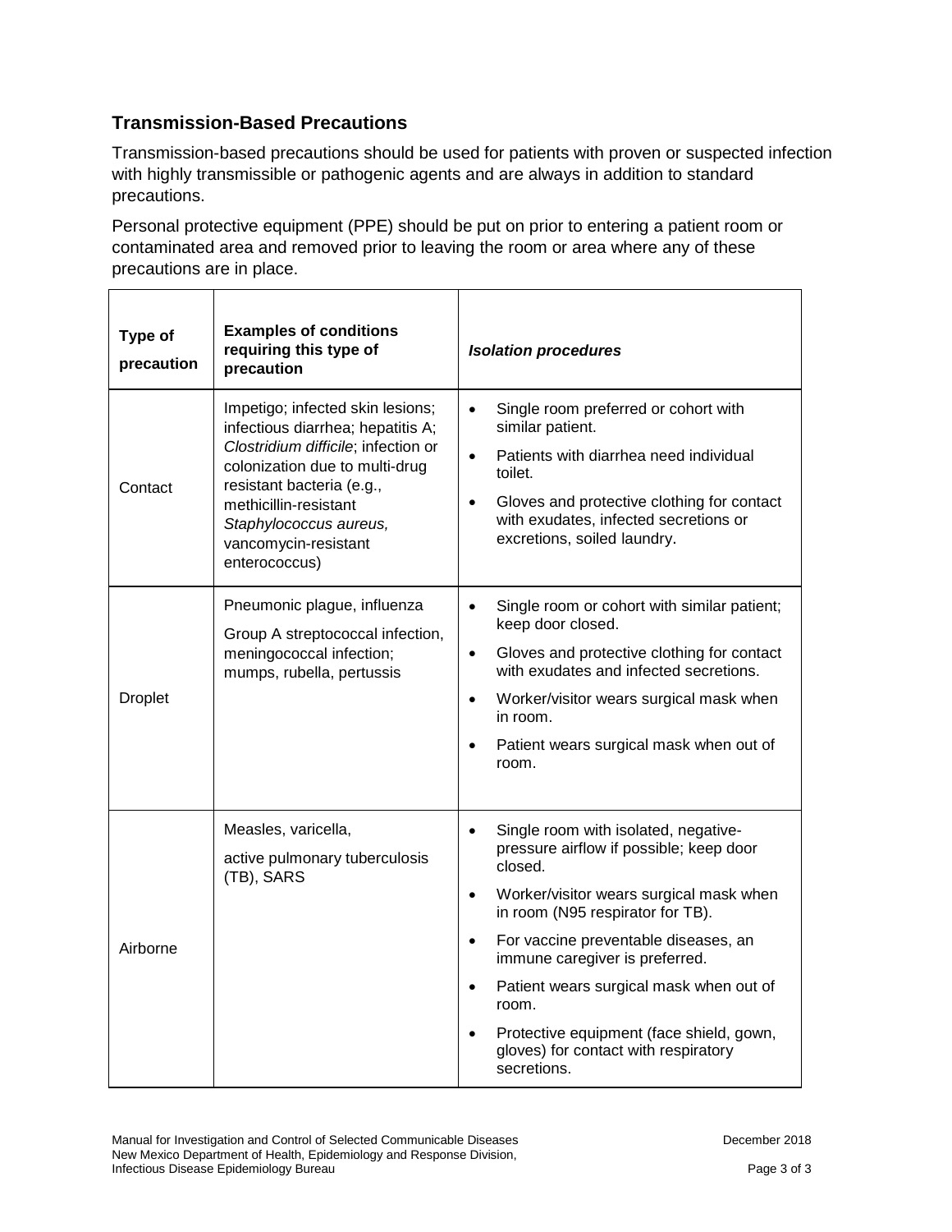## Transmission-Based Precautions

Transmission-based precautions should be used for patients with proven or suspected infection with highly transmissible or pathogenic agents and are always in addition to standard precautions.

Personal protective equipment (PPE) should be put on prior to entering a patient room or contaminated area and removed prior to leaving the room or area where any of these precautions are in place.

| **Type of precaution** | **Examples of conditions requiring this type of precaution** | ***Isolation procedures*** |
|---|---|---|
| Contact | Impetigo; infected skin lesions; infectious diarrhea; hepatitis A; *Clostridium difficile*; infection or colonization due to multi-drug resistant bacteria (e.g., methicillin-resistant *Staphylococcus aureus,* vancomycin-resistant enterococcus) | • Single room preferred or cohort with similar patient.<br>• Patients with diarrhea need individual toilet.<br>• Gloves and protective clothing for contact with exudates, infected secretions or excretions, soiled laundry. |
| Droplet | Pneumonic plague, influenza<br>Group A streptococcal infection, meningococcal infection; mumps, rubella, pertussis | • Single room or cohort with similar patient; keep door closed.<br>• Gloves and protective clothing for contact with exudates and infected secretions.<br>• Worker/visitor wears surgical mask when in room.<br>• Patient wears surgical mask when out of room. |
| Airborne | Measles, varicella,<br>active pulmonary tuberculosis (TB), SARS | • Single room with isolated, negative-pressure airflow if possible; keep door closed.<br>• Worker/visitor wears surgical mask when in room (N95 respirator for TB).<br>• For vaccine preventable diseases, an immune caregiver is preferred.<br>• Patient wears surgical mask when out of room.<br>• Protective equipment (face shield, gown, gloves) for contact with respiratory secretions. |